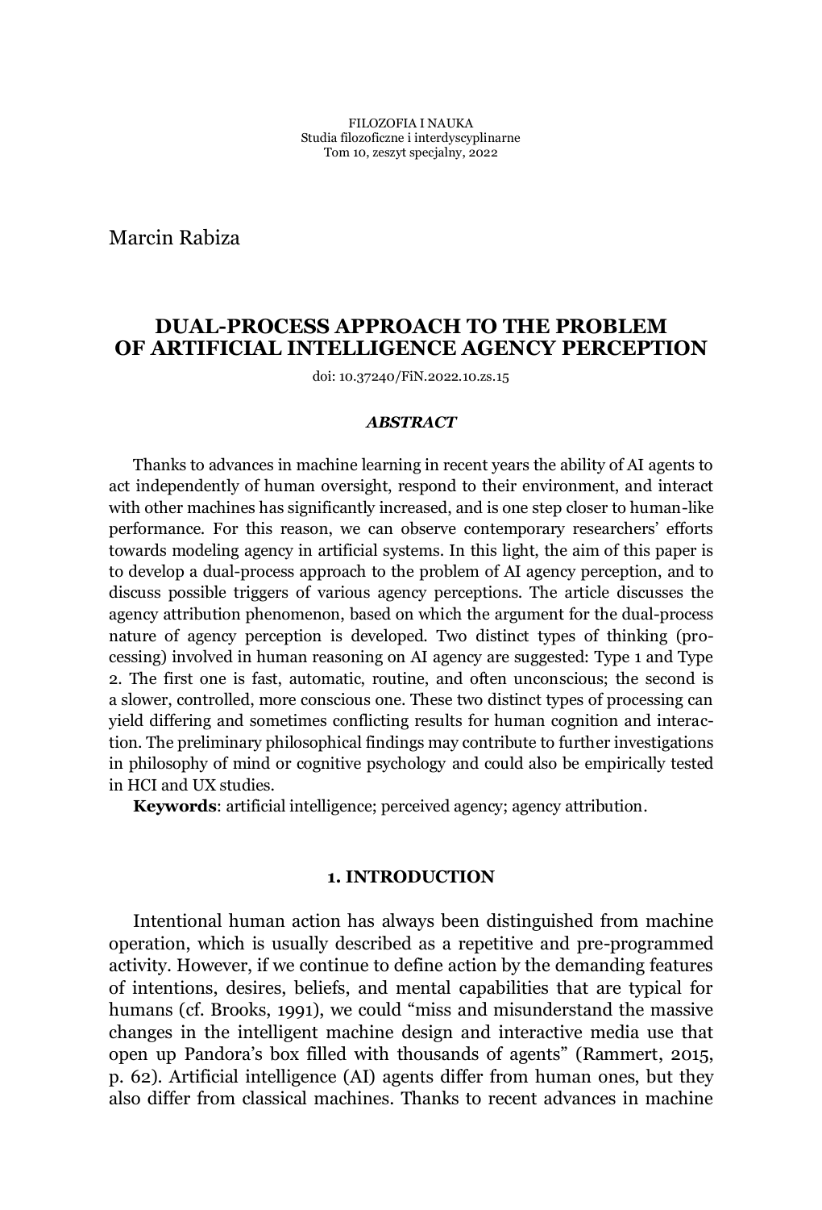FILOZOFIA I NAUKA
Studia filozoficzne i interdyscyplinarne
Tom 10, zeszyt specjalny, 2022

Marcin Rabiza

# DUAL-PROCESS APPROACH TO THE PROBLEM OF ARTIFICIAL INTELLIGENCE AGENCY PERCEPTION

doi: 10.37240/FiN.2022.10.zs.15

### *ABSTRACT*

Thanks to advances in machine learning in recent years the ability of AI agents to act independently of human oversight, respond to their environment, and interact with other machines has significantly increased, and is one step closer to human-like performance. For this reason, we can observe contemporary researchers' efforts towards modeling agency in artificial systems. In this light, the aim of this paper is to develop a dual-process approach to the problem of AI agency perception, and to discuss possible triggers of various agency perceptions. The article discusses the agency attribution phenomenon, based on which the argument for the dual-process nature of agency perception is developed. Two distinct types of thinking (processing) involved in human reasoning on AI agency are suggested: Type 1 and Type 2. The first one is fast, automatic, routine, and often unconscious; the second is a slower, controlled, more conscious one. These two distinct types of processing can yield differing and sometimes conflicting results for human cognition and interaction. The preliminary philosophical findings may contribute to further investigations in philosophy of mind or cognitive psychology and could also be empirically tested in HCI and UX studies.

**Keywords**: artificial intelligence; perceived agency; agency attribution.

## 1. INTRODUCTION

Intentional human action has always been distinguished from machine operation, which is usually described as a repetitive and pre-programmed activity. However, if we continue to define action by the demanding features of intentions, desires, beliefs, and mental capabilities that are typical for humans (cf. Brooks, 1991), we could "miss and misunderstand the massive changes in the intelligent machine design and interactive media use that open up Pandora's box filled with thousands of agents" (Rammert, 2015, p. 62). Artificial intelligence (AI) agents differ from human ones, but they also differ from classical machines. Thanks to recent advances in machine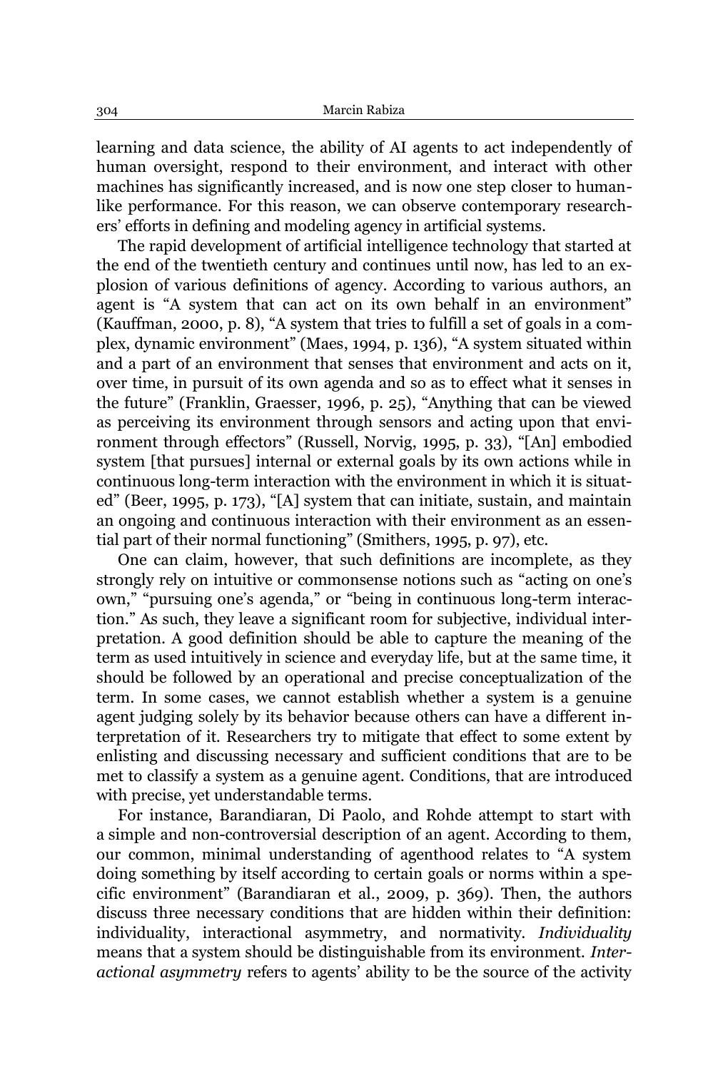learning and data science, the ability of AI agents to act independently of human oversight, respond to their environment, and interact with other machines has significantly increased, and is now one step closer to human-like performance. For this reason, we can observe contemporary researchers' efforts in defining and modeling agency in artificial systems.

The rapid development of artificial intelligence technology that started at the end of the twentieth century and continues until now, has led to an explosion of various definitions of agency. According to various authors, an agent is "A system that can act on its own behalf in an environment" (Kauffman, 2000, p. 8), "A system that tries to fulfill a set of goals in a complex, dynamic environment" (Maes, 1994, p. 136), "A system situated within and a part of an environment that senses that environment and acts on it, over time, in pursuit of its own agenda and so as to effect what it senses in the future" (Franklin, Graesser, 1996, p. 25), "Anything that can be viewed as perceiving its environment through sensors and acting upon that environment through effectors" (Russell, Norvig, 1995, p. 33), "[An] embodied system [that pursues] internal or external goals by its own actions while in continuous long-term interaction with the environment in which it is situated" (Beer, 1995, p. 173), "[A] system that can initiate, sustain, and maintain an ongoing and continuous interaction with their environment as an essential part of their normal functioning" (Smithers, 1995, p. 97), etc.

One can claim, however, that such definitions are incomplete, as they strongly rely on intuitive or commonsense notions such as "acting on one's own," "pursuing one's agenda," or "being in continuous long-term interaction." As such, they leave a significant room for subjective, individual interpretation. A good definition should be able to capture the meaning of the term as used intuitively in science and everyday life, but at the same time, it should be followed by an operational and precise conceptualization of the term. In some cases, we cannot establish whether a system is a genuine agent judging solely by its behavior because others can have a different interpretation of it. Researchers try to mitigate that effect to some extent by enlisting and discussing necessary and sufficient conditions that are to be met to classify a system as a genuine agent. Conditions, that are introduced with precise, yet understandable terms.

For instance, Barandiaran, Di Paolo, and Rohde attempt to start with a simple and non-controversial description of an agent. According to them, our common, minimal understanding of agenthood relates to "A system doing something by itself according to certain goals or norms within a specific environment" (Barandiaran et al., 2009, p. 369). Then, the authors discuss three necessary conditions that are hidden within their definition: individuality, interactional asymmetry, and normativity. *Individuality* means that a system should be distinguishable from its environment. *Interactional asymmetry* refers to agents' ability to be the source of the activity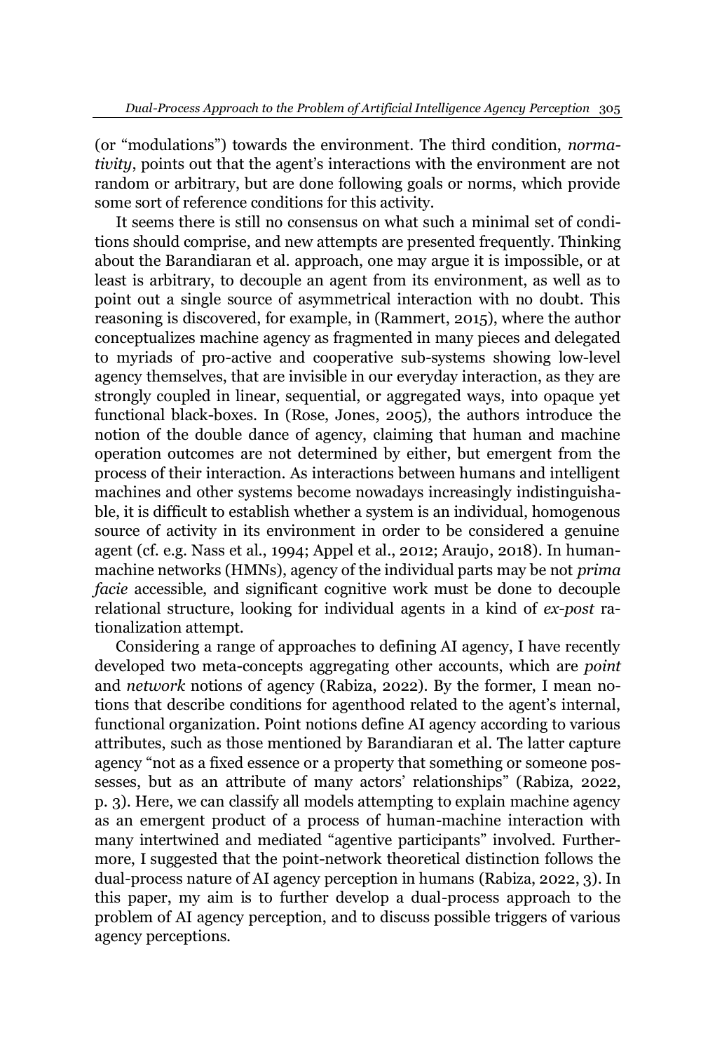(or "modulations") towards the environment. The third condition, *normativity*, points out that the agent's interactions with the environment are not random or arbitrary, but are done following goals or norms, which provide some sort of reference conditions for this activity.

It seems there is still no consensus on what such a minimal set of conditions should comprise, and new attempts are presented frequently. Thinking about the Barandiaran et al. approach, one may argue it is impossible, or at least is arbitrary, to decouple an agent from its environment, as well as to point out a single source of asymmetrical interaction with no doubt. This reasoning is discovered, for example, in (Rammert, 2015), where the author conceptualizes machine agency as fragmented in many pieces and delegated to myriads of pro-active and cooperative sub-systems showing low-level agency themselves, that are invisible in our everyday interaction, as they are strongly coupled in linear, sequential, or aggregated ways, into opaque yet functional black-boxes. In (Rose, Jones, 2005), the authors introduce the notion of the double dance of agency, claiming that human and machine operation outcomes are not determined by either, but emergent from the process of their interaction. As interactions between humans and intelligent machines and other systems become nowadays increasingly indistinguishable, it is difficult to establish whether a system is an individual, homogenous source of activity in its environment in order to be considered a genuine agent (cf. e.g. Nass et al., 1994; Appel et al., 2012; Araujo, 2018). In human-machine networks (HMNs), agency of the individual parts may be not *prima facie* accessible, and significant cognitive work must be done to decouple relational structure, looking for individual agents in a kind of *ex-post* rationalization attempt.

Considering a range of approaches to defining AI agency, I have recently developed two meta-concepts aggregating other accounts, which are *point* and *network* notions of agency (Rabiza, 2022). By the former, I mean notions that describe conditions for agenthood related to the agent's internal, functional organization. Point notions define AI agency according to various attributes, such as those mentioned by Barandiaran et al. The latter capture agency "not as a fixed essence or a property that something or someone possesses, but as an attribute of many actors' relationships" (Rabiza, 2022, p. 3). Here, we can classify all models attempting to explain machine agency as an emergent product of a process of human-machine interaction with many intertwined and mediated "agentive participants" involved. Furthermore, I suggested that the point-network theoretical distinction follows the dual-process nature of AI agency perception in humans (Rabiza, 2022, 3). In this paper, my aim is to further develop a dual-process approach to the problem of AI agency perception, and to discuss possible triggers of various agency perceptions.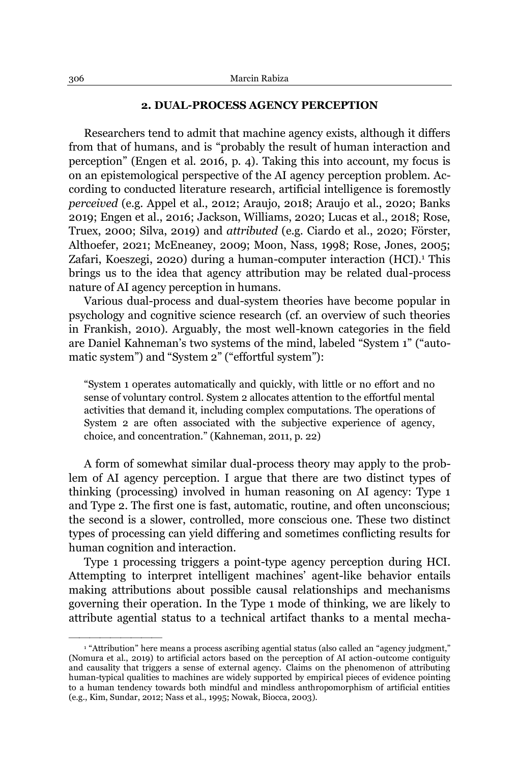## 2. DUAL-PROCESS AGENCY PERCEPTION

Researchers tend to admit that machine agency exists, although it differs from that of humans, and is "probably the result of human interaction and perception" (Engen et al. 2016, p. 4). Taking this into account, my focus is on an epistemological perspective of the AI agency perception problem. According to conducted literature research, artificial intelligence is foremostly *perceived* (e.g. Appel et al., 2012; Araujo, 2018; Araujo et al., 2020; Banks 2019; Engen et al., 2016; Jackson, Williams, 2020; Lucas et al., 2018; Rose, Truex, 2000; Silva, 2019) and *attributed* (e.g. Ciardo et al., 2020; Förster, Althoefer, 2021; McEneaney, 2009; Moon, Nass, 1998; Rose, Jones, 2005; Zafari, Koeszegi, 2020) during a human-computer interaction (HCI).[1] This brings us to the idea that agency attribution may be related dual-process nature of AI agency perception in humans.

Various dual-process and dual-system theories have become popular in psychology and cognitive science research (cf. an overview of such theories in Frankish, 2010). Arguably, the most well-known categories in the field are Daniel Kahneman's two systems of the mind, labeled "System 1" ("automatic system") and "System 2" ("effortful system"):

> "System 1 operates automatically and quickly, with little or no effort and no sense of voluntary control. System 2 allocates attention to the effortful mental activities that demand it, including complex computations. The operations of System 2 are often associated with the subjective experience of agency, choice, and concentration." (Kahneman, 2011, p. 22)

A form of somewhat similar dual-process theory may apply to the problem of AI agency perception. I argue that there are two distinct types of thinking (processing) involved in human reasoning on AI agency: Type 1 and Type 2. The first one is fast, automatic, routine, and often unconscious; the second is a slower, controlled, more conscious one. These two distinct types of processing can yield differing and sometimes conflicting results for human cognition and interaction.

Type 1 processing triggers a point-type agency perception during HCI. Attempting to interpret intelligent machines' agent-like behavior entails making attributions about possible causal relationships and mechanisms governing their operation. In the Type 1 mode of thinking, we are likely to attribute agential status to a technical artifact thanks to a mental mecha-

---

[1] "Attribution" here means a process ascribing agential status (also called an "agency judgment," (Nomura et al., 2019) to artificial actors based on the perception of AI action-outcome contiguity and causality that triggers a sense of external agency. Claims on the phenomenon of attributing human-typical qualities to machines are widely supported by empirical pieces of evidence pointing to a human tendency towards both mindful and mindless anthropomorphism of artificial entities (e.g., Kim, Sundar, 2012; Nass et al., 1995; Nowak, Biocca, 2003).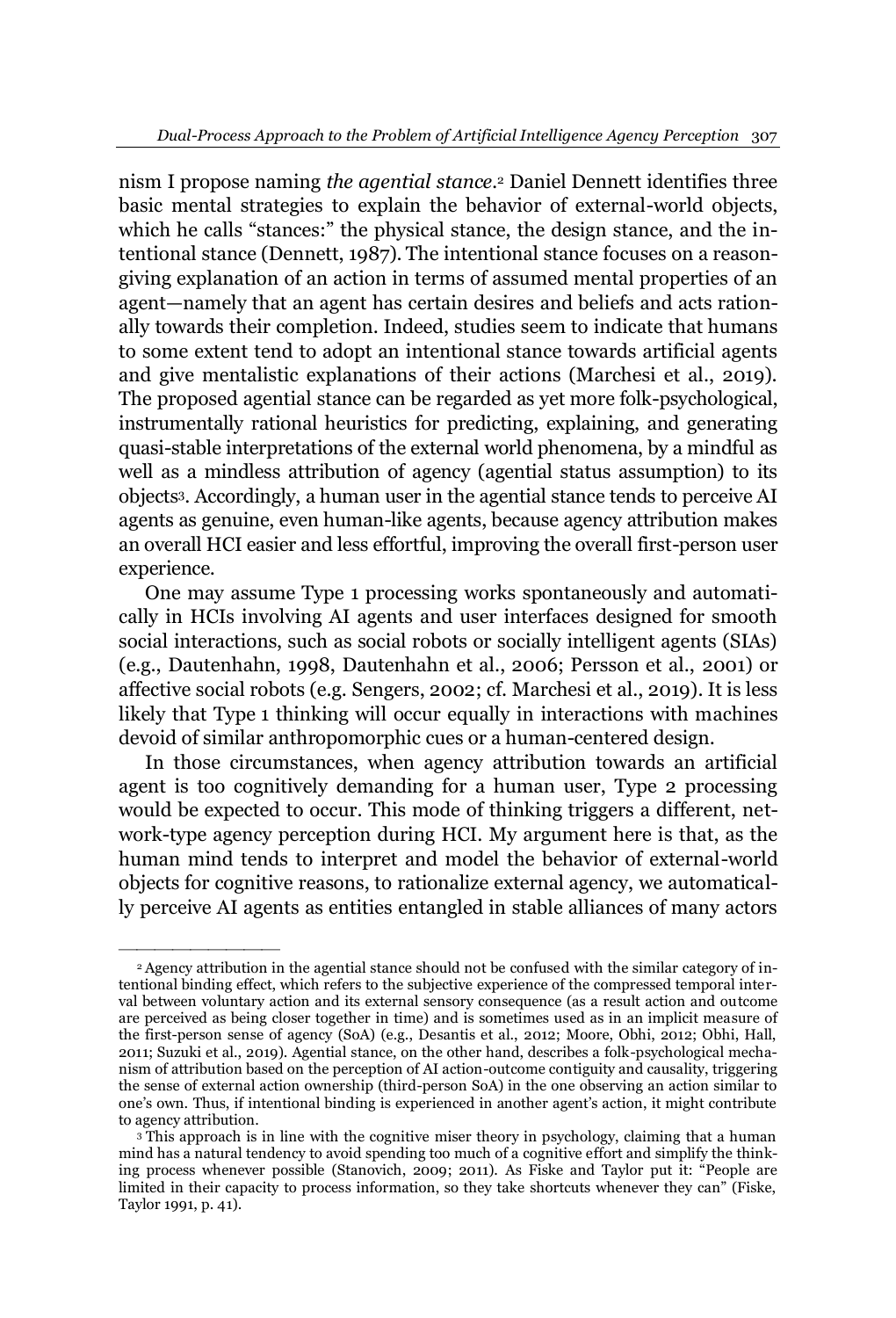nism I propose naming *the agential stance*.[2] Daniel Dennett identifies three basic mental strategies to explain the behavior of external-world objects, which he calls "stances:" the physical stance, the design stance, and the intentional stance (Dennett, 1987). The intentional stance focuses on a reason-giving explanation of an action in terms of assumed mental properties of an agent—namely that an agent has certain desires and beliefs and acts rationally towards their completion. Indeed, studies seem to indicate that humans to some extent tend to adopt an intentional stance towards artificial agents and give mentalistic explanations of their actions (Marchesi et al., 2019). The proposed agential stance can be regarded as yet more folk-psychological, instrumentally rational heuristics for predicting, explaining, and generating quasi-stable interpretations of the external world phenomena, by a mindful as well as a mindless attribution of agency (agential status assumption) to its objects[3]. Accordingly, a human user in the agential stance tends to perceive AI agents as genuine, even human-like agents, because agency attribution makes an overall HCI easier and less effortful, improving the overall first-person user experience.

One may assume Type 1 processing works spontaneously and automatically in HCIs involving AI agents and user interfaces designed for smooth social interactions, such as social robots or socially intelligent agents (SIAs) (e.g., Dautenhahn, 1998, Dautenhahn et al., 2006; Persson et al., 2001) or affective social robots (e.g. Sengers, 2002; cf. Marchesi et al., 2019). It is less likely that Type 1 thinking will occur equally in interactions with machines devoid of similar anthropomorphic cues or a human-centered design.

In those circumstances, when agency attribution towards an artificial agent is too cognitively demanding for a human user, Type 2 processing would be expected to occur. This mode of thinking triggers a different, network-type agency perception during HCI. My argument here is that, as the human mind tends to interpret and model the behavior of external-world objects for cognitive reasons, to rationalize external agency, we automatically perceive AI agents as entities entangled in stable alliances of many actors

---

[2] Agency attribution in the agential stance should not be confused with the similar category of intentional binding effect, which refers to the subjective experience of the compressed temporal interval between voluntary action and its external sensory consequence (as a result action and outcome are perceived as being closer together in time) and is sometimes used as in an implicit measure of the first-person sense of agency (SoA) (e.g., Desantis et al., 2012; Moore, Obhi, 2012; Obhi, Hall, 2011; Suzuki et al., 2019). Agential stance, on the other hand, describes a folk-psychological mechanism of attribution based on the perception of AI action-outcome contiguity and causality, triggering the sense of external action ownership (third-person SoA) in the one observing an action similar to one's own. Thus, if intentional binding is experienced in another agent's action, it might contribute to agency attribution.

[3] This approach is in line with the cognitive miser theory in psychology, claiming that a human mind has a natural tendency to avoid spending too much of a cognitive effort and simplify the thinking process whenever possible (Stanovich, 2009; 2011). As Fiske and Taylor put it: "People are limited in their capacity to process information, so they take shortcuts whenever they can" (Fiske, Taylor 1991, p. 41).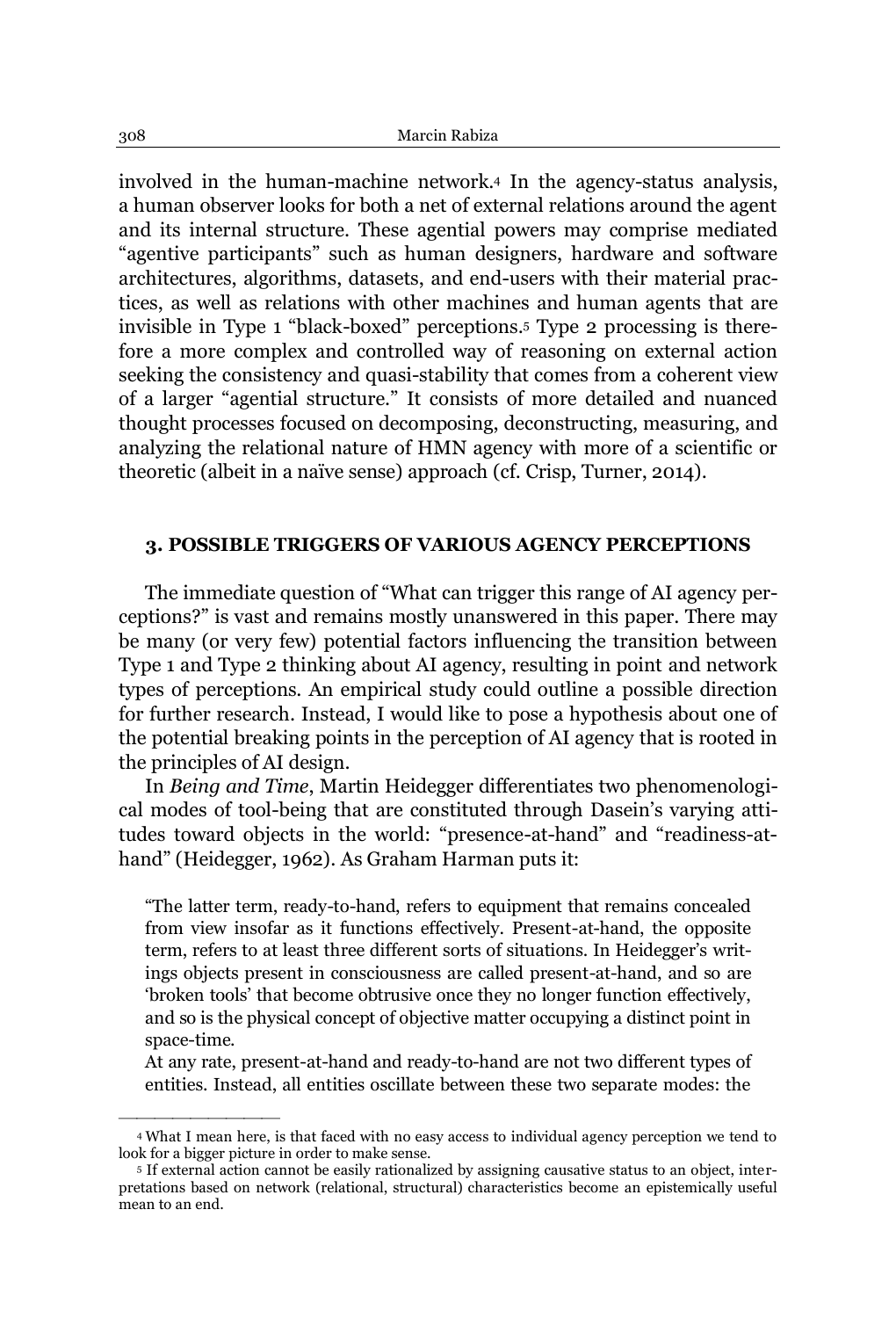involved in the human-machine network.[4] In the agency-status analysis, a human observer looks for both a net of external relations around the agent and its internal structure. These agential powers may comprise mediated "agentive participants" such as human designers, hardware and software architectures, algorithms, datasets, and end-users with their material practices, as well as relations with other machines and human agents that are invisible in Type 1 "black-boxed" perceptions.[5] Type 2 processing is therefore a more complex and controlled way of reasoning on external action seeking the consistency and quasi-stability that comes from a coherent view of a larger "agential structure." It consists of more detailed and nuanced thought processes focused on decomposing, deconstructing, measuring, and analyzing the relational nature of HMN agency with more of a scientific or theoretic (albeit in a naïve sense) approach (cf. Crisp, Turner, 2014).

## 3. POSSIBLE TRIGGERS OF VARIOUS AGENCY PERCEPTIONS

The immediate question of "What can trigger this range of AI agency perceptions?" is vast and remains mostly unanswered in this paper. There may be many (or very few) potential factors influencing the transition between Type 1 and Type 2 thinking about AI agency, resulting in point and network types of perceptions. An empirical study could outline a possible direction for further research. Instead, I would like to pose a hypothesis about one of the potential breaking points in the perception of AI agency that is rooted in the principles of AI design.

In *Being and Time*, Martin Heidegger differentiates two phenomenological modes of tool-being that are constituted through Dasein's varying attitudes toward objects in the world: "presence-at-hand" and "readiness-at-hand" (Heidegger, 1962). As Graham Harman puts it:

> "The latter term, ready-to-hand, refers to equipment that remains concealed from view insofar as it functions effectively. Present-at-hand, the opposite term, refers to at least three different sorts of situations. In Heidegger's writings objects present in consciousness are called present-at-hand, and so are 'broken tools' that become obtrusive once they no longer function effectively, and so is the physical concept of objective matter occupying a distinct point in space-time.
>
> At any rate, present-at-hand and ready-to-hand are not two different types of entities. Instead, all entities oscillate between these two separate modes: the

---

[4] What I mean here, is that faced with no easy access to individual agency perception we tend to look for a bigger picture in order to make sense.

[5] If external action cannot be easily rationalized by assigning causative status to an object, interpretations based on network (relational, structural) characteristics become an epistemically useful mean to an end.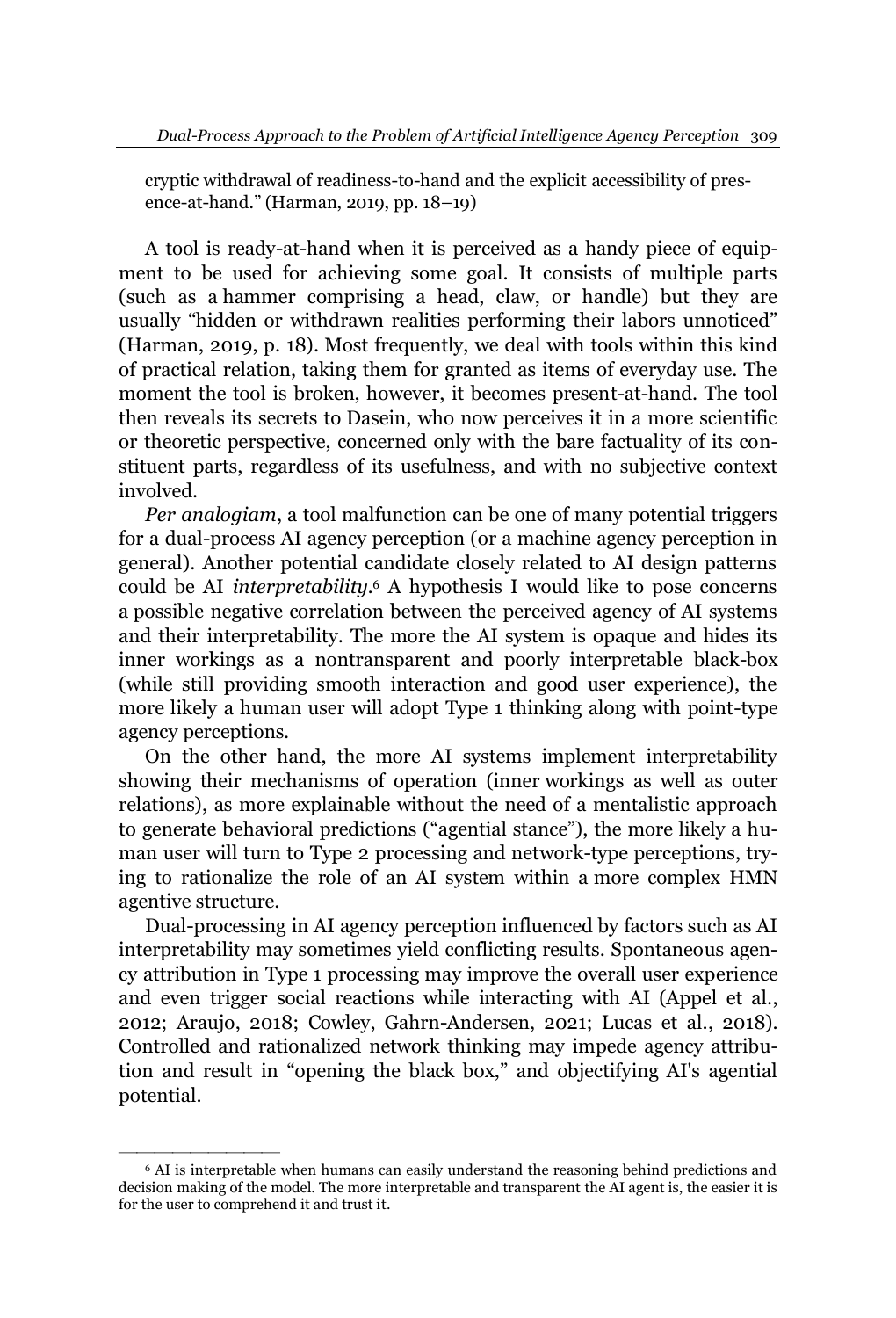cryptic withdrawal of readiness-to-hand and the explicit accessibility of presence-at-hand." (Harman, 2019, pp. 18–19)

A tool is ready-at-hand when it is perceived as a handy piece of equipment to be used for achieving some goal. It consists of multiple parts (such as a hammer comprising a head, claw, or handle) but they are usually "hidden or withdrawn realities performing their labors unnoticed" (Harman, 2019, p. 18). Most frequently, we deal with tools within this kind of practical relation, taking them for granted as items of everyday use. The moment the tool is broken, however, it becomes present-at-hand. The tool then reveals its secrets to Dasein, who now perceives it in a more scientific or theoretic perspective, concerned only with the bare factuality of its constituent parts, regardless of its usefulness, and with no subjective context involved.

*Per analogiam*, a tool malfunction can be one of many potential triggers for a dual-process AI agency perception (or a machine agency perception in general). Another potential candidate closely related to AI design patterns could be AI *interpretability*.[6] A hypothesis I would like to pose concerns a possible negative correlation between the perceived agency of AI systems and their interpretability. The more the AI system is opaque and hides its inner workings as a nontransparent and poorly interpretable black-box (while still providing smooth interaction and good user experience), the more likely a human user will adopt Type 1 thinking along with point-type agency perceptions.

On the other hand, the more AI systems implement interpretability showing their mechanisms of operation (inner workings as well as outer relations), as more explainable without the need of a mentalistic approach to generate behavioral predictions ("agential stance"), the more likely a human user will turn to Type 2 processing and network-type perceptions, trying to rationalize the role of an AI system within a more complex HMN agentive structure.

Dual-processing in AI agency perception influenced by factors such as AI interpretability may sometimes yield conflicting results. Spontaneous agency attribution in Type 1 processing may improve the overall user experience and even trigger social reactions while interacting with AI (Appel et al., 2012; Araujo, 2018; Cowley, Gahrn-Andersen, 2021; Lucas et al., 2018). Controlled and rationalized network thinking may impede agency attribution and result in "opening the black box," and objectifying AI's agential potential.

---

[6] AI is interpretable when humans can easily understand the reasoning behind predictions and decision making of the model. The more interpretable and transparent the AI agent is, the easier it is for the user to comprehend it and trust it.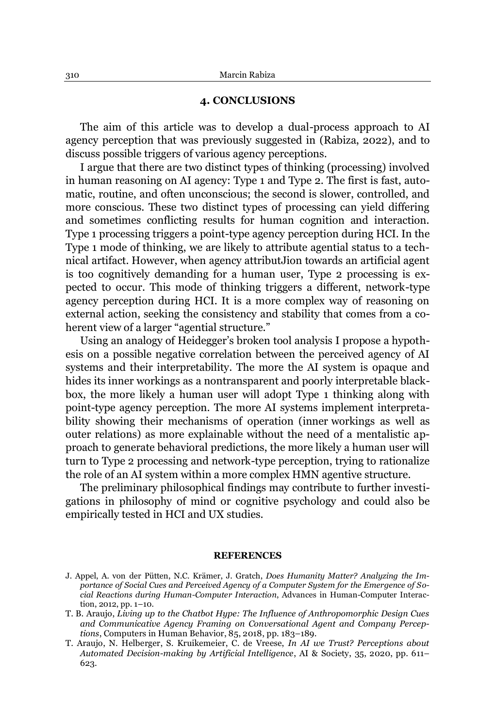## 4. CONCLUSIONS

The aim of this article was to develop a dual-process approach to AI agency perception that was previously suggested in (Rabiza, 2022), and to discuss possible triggers of various agency perceptions.

I argue that there are two distinct types of thinking (processing) involved in human reasoning on AI agency: Type 1 and Type 2. The first is fast, automatic, routine, and often unconscious; the second is slower, controlled, and more conscious. These two distinct types of processing can yield differing and sometimes conflicting results for human cognition and interaction. Type 1 processing triggers a point-type agency perception during HCI. In the Type 1 mode of thinking, we are likely to attribute agential status to a technical artifact. However, when agency attributJion towards an artificial agent is too cognitively demanding for a human user, Type 2 processing is expected to occur. This mode of thinking triggers a different, network-type agency perception during HCI. It is a more complex way of reasoning on external action, seeking the consistency and stability that comes from a coherent view of a larger "agential structure."

Using an analogy of Heidegger's broken tool analysis I propose a hypothesis on a possible negative correlation between the perceived agency of AI systems and their interpretability. The more the AI system is opaque and hides its inner workings as a nontransparent and poorly interpretable blackbox, the more likely a human user will adopt Type 1 thinking along with point-type agency perception. The more AI systems implement interpretability showing their mechanisms of operation (inner workings as well as outer relations) as more explainable without the need of a mentalistic approach to generate behavioral predictions, the more likely a human user will turn to Type 2 processing and network-type perception, trying to rationalize the role of an AI system within a more complex HMN agentive structure.

The preliminary philosophical findings may contribute to further investigations in philosophy of mind or cognitive psychology and could also be empirically tested in HCI and UX studies.

## REFERENCES

J. Appel, A. von der Pütten, N.C. Krämer, J. Gratch, *Does Humanity Matter? Analyzing the Importance of Social Cues and Perceived Agency of a Computer System for the Emergence of Social Reactions during Human-Computer Interaction*, Advances in Human-Computer Interaction, 2012, pp. 1–10.

T. B. Araujo, *Living up to the Chatbot Hype: The Influence of Anthropomorphic Design Cues and Communicative Agency Framing on Conversational Agent and Company Perceptions*, Computers in Human Behavior, 85, 2018, pp. 183–189.

T. Araujo, N. Helberger, S. Kruikemeier, C. de Vreese, *In AI we Trust? Perceptions about Automated Decision-making by Artificial Intelligence*, AI & Society, 35, 2020, pp. 611–623.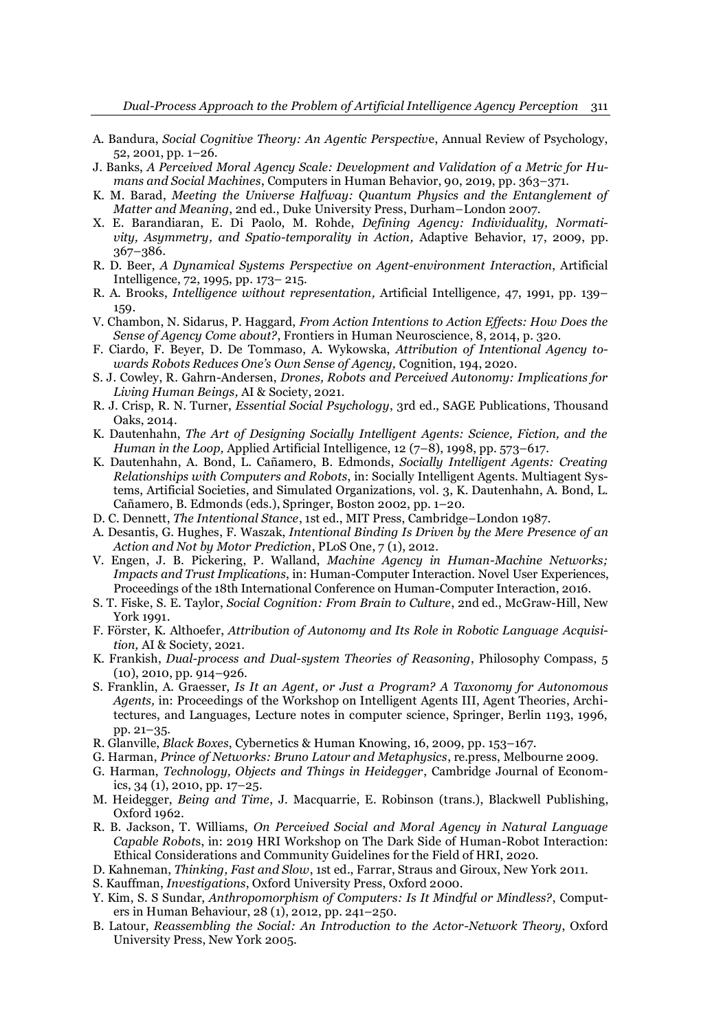A. Bandura, *Social Cognitive Theory: An Agentic Perspective*, Annual Review of Psychology, 52, 2001, pp. 1–26.

J. Banks, *A Perceived Moral Agency Scale: Development and Validation of a Metric for Humans and Social Machines*, Computers in Human Behavior, 90, 2019, pp. 363–371.

K. M. Barad, *Meeting the Universe Halfway: Quantum Physics and the Entanglement of Matter and Meaning*, 2nd ed., Duke University Press, Durham–London 2007.

X. E. Barandiaran, E. Di Paolo, M. Rohde, *Defining Agency: Individuality, Normativity, Asymmetry, and Spatio-temporality in Action,* Adaptive Behavior, 17, 2009, pp. 367–386.

R. D. Beer, *A Dynamical Systems Perspective on Agent-environment Interaction*, Artificial Intelligence, 72, 1995, pp. 173– 215.

R. A. Brooks, *Intelligence without representation,* Artificial Intelligence*,* 47, 1991, pp. 139–159.

V. Chambon, N. Sidarus, P. Haggard, *From Action Intentions to Action Effects: How Does the Sense of Agency Come about?*, Frontiers in Human Neuroscience, 8, 2014, p. 320.

F. Ciardo, F. Beyer, D. De Tommaso, A. Wykowska, *Attribution of Intentional Agency towards Robots Reduces One's Own Sense of Agency,* Cognition, 194, 2020.

S. J. Cowley, R. Gahrn-Andersen, *Drones, Robots and Perceived Autonomy: Implications for Living Human Beings,* AI & Society, 2021.

R. J. Crisp, R. N. Turner, *Essential Social Psychology*, 3rd ed., SAGE Publications, Thousand Oaks, 2014.

K. Dautenhahn, *The Art of Designing Socially Intelligent Agents: Science, Fiction, and the Human in the Loop,* Applied Artificial Intelligence, 12 (7–8), 1998, pp. 573–617.

K. Dautenhahn, A. Bond, L. Cañamero, B. Edmonds, *Socially Intelligent Agents: Creating Relationships with Computers and Robots*, in: Socially Intelligent Agents. Multiagent Systems, Artificial Societies, and Simulated Organizations, vol. 3, K. Dautenhahn, A. Bond, L. Cañamero, B. Edmonds (eds.), Springer, Boston 2002, pp. 1–20.

D. C. Dennett, *The Intentional Stance*, 1st ed., MIT Press, Cambridge–London 1987.

A. Desantis, G. Hughes, F. Waszak, *Intentional Binding Is Driven by the Mere Presence of an Action and Not by Motor Prediction*, PLoS One, 7 (1), 2012.

V. Engen, J. B. Pickering, P. Walland, *Machine Agency in Human-Machine Networks; Impacts and Trust Implications*, in: Human-Computer Interaction. Novel User Experiences, Proceedings of the 18th International Conference on Human-Computer Interaction, 2016.

S. T. Fiske, S. E. Taylor, *Social Cognition: From Brain to Culture*, 2nd ed., McGraw-Hill, New York 1991.

F. Förster, K. Althoefer, *Attribution of Autonomy and Its Role in Robotic Language Acquisition,* AI & Society, 2021.

K. Frankish, *Dual-process and Dual-system Theories of Reasoning*, Philosophy Compass, 5 (10), 2010, pp. 914–926.

S. Franklin, A. Graesser, *Is It an Agent, or Just a Program? A Taxonomy for Autonomous Agents,* in: Proceedings of the Workshop on Intelligent Agents III, Agent Theories, Architectures, and Languages, Lecture notes in computer science, Springer, Berlin 1193, 1996, pp. 21–35.

R. Glanville, *Black Boxes*, Cybernetics & Human Knowing, 16, 2009, pp. 153–167.

G. Harman, *Prince of Networks: Bruno Latour and Metaphysics*, re.press, Melbourne 2009.

G. Harman, *Technology, Objects and Things in Heidegger*, Cambridge Journal of Economics, 34 (1), 2010, pp. 17–25.

M. Heidegger, *Being and Time*, J. Macquarrie, E. Robinson (trans.), Blackwell Publishing, Oxford 1962.

R. B. Jackson, T. Williams, *On Perceived Social and Moral Agency in Natural Language Capable Robots*, in: 2019 HRI Workshop on The Dark Side of Human-Robot Interaction: Ethical Considerations and Community Guidelines for the Field of HRI, 2020.

D. Kahneman, *Thinking, Fast and Slow*, 1st ed., Farrar, Straus and Giroux, New York 2011.

S. Kauffman, *Investigations*, Oxford University Press, Oxford 2000.

Y. Kim, S. S Sundar, *Anthropomorphism of Computers: Is It Mindful or Mindless?*, Computers in Human Behaviour, 28 (1), 2012, pp. 241–250.

B. Latour, *Reassembling the Social: An Introduction to the Actor-Network Theory*, Oxford University Press, New York 2005.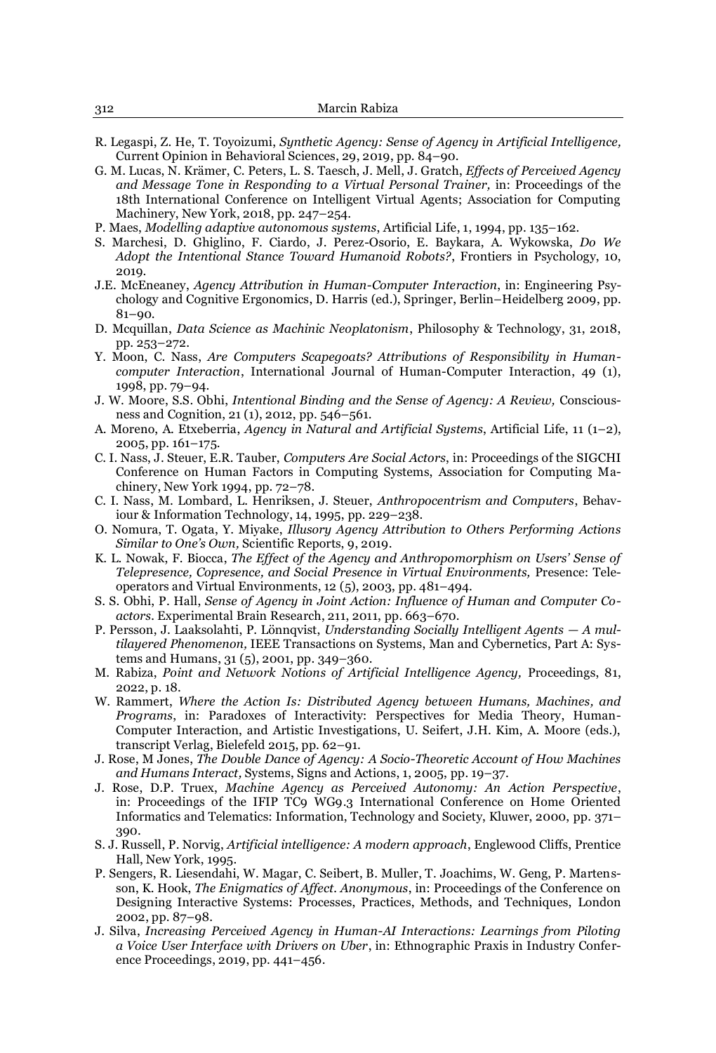R. Legaspi, Z. He, T. Toyoizumi, *Synthetic Agency: Sense of Agency in Artificial Intelligence,* Current Opinion in Behavioral Sciences, 29, 2019, pp. 84–90.

G. M. Lucas, N. Krämer, C. Peters, L. S. Taesch, J. Mell, J. Gratch, *Effects of Perceived Agency and Message Tone in Responding to a Virtual Personal Trainer,* in: Proceedings of the 18th International Conference on Intelligent Virtual Agents; Association for Computing Machinery, New York, 2018, pp. 247–254.

P. Maes, *Modelling adaptive autonomous systems*, Artificial Life, 1, 1994, pp. 135–162.

S. Marchesi, D. Ghiglino, F. Ciardo, J. Perez-Osorio, E. Baykara, A. Wykowska, *Do We Adopt the Intentional Stance Toward Humanoid Robots?*, Frontiers in Psychology, 10, 2019.

J.E. McEneaney, *Agency Attribution in Human-Computer Interaction*, in: Engineering Psychology and Cognitive Ergonomics, D. Harris (ed.), Springer, Berlin–Heidelberg 2009, pp. 81–90.

D. Mcquillan, *Data Science as Machinic Neoplatonism*, Philosophy & Technology, 31, 2018, pp. 253–272.

Y. Moon, C. Nass, *Are Computers Scapegoats? Attributions of Responsibility in Human-computer Interaction*, International Journal of Human-Computer Interaction, 49 (1), 1998, pp. 79–94.

J. W. Moore, S.S. Obhi, *Intentional Binding and the Sense of Agency: A Review,* Consciousness and Cognition, 21 (1), 2012, pp. 546–561.

A. Moreno, A. Etxeberria, *Agency in Natural and Artificial Systems*, Artificial Life, 11 (1–2), 2005, pp. 161–175.

C. I. Nass, J. Steuer, E.R. Tauber, *Computers Are Social Actors*, in: Proceedings of the SIGCHI Conference on Human Factors in Computing Systems, Association for Computing Machinery, New York 1994, pp. 72–78.

C. I. Nass, M. Lombard, L. Henriksen, J. Steuer, *Anthropocentrism and Computers*, Behaviour & Information Technology, 14, 1995, pp. 229–238.

O. Nomura, T. Ogata, Y. Miyake, *Illusory Agency Attribution to Others Performing Actions Similar to One's Own,* Scientific Reports, 9, 2019.

K. L. Nowak, F. Biocca, *The Effect of the Agency and Anthropomorphism on Users' Sense of Telepresence, Copresence, and Social Presence in Virtual Environments,* Presence: Teleoperators and Virtual Environments, 12 (5), 2003, pp. 481–494.

S. S. Obhi, P. Hall, *Sense of Agency in Joint Action: Influence of Human and Computer Co-actors*. Experimental Brain Research, 211, 2011, pp. 663–670.

P. Persson, J. Laaksolahti, P. Lönnqvist, *Understanding Socially Intelligent Agents — A multilayered Phenomenon,* IEEE Transactions on Systems, Man and Cybernetics, Part A: Systems and Humans, 31 (5), 2001, pp. 349–360.

M. Rabiza, *Point and Network Notions of Artificial Intelligence Agency,* Proceedings, 81, 2022, p. 18.

W. Rammert, *Where the Action Is: Distributed Agency between Humans, Machines, and Programs*, in: Paradoxes of Interactivity: Perspectives for Media Theory, Human-Computer Interaction, and Artistic Investigations, U. Seifert, J.H. Kim, A. Moore (eds.), transcript Verlag, Bielefeld 2015, pp. 62–91.

J. Rose, M Jones, *The Double Dance of Agency: A Socio-Theoretic Account of How Machines and Humans Interact,* Systems, Signs and Actions, 1, 2005, pp. 19–37.

J. Rose, D.P. Truex, *Machine Agency as Perceived Autonomy: An Action Perspective*, in: Proceedings of the IFIP TC9 WG9.3 International Conference on Home Oriented Informatics and Telematics: Information, Technology and Society, Kluwer, 2000, pp. 371–390.

S. J. Russell, P. Norvig, *Artificial intelligence: A modern approach*, Englewood Cliffs, Prentice Hall, New York, 1995.

P. Sengers, R. Liesendahi, W. Magar, C. Seibert, B. Muller, T. Joachims, W. Geng, P. Martensson, K. Hook, *The Enigmatics of Affect. Anonymous*, in: Proceedings of the Conference on Designing Interactive Systems: Processes, Practices, Methods, and Techniques, London 2002, pp. 87–98.

J. Silva, *Increasing Perceived Agency in Human-AI Interactions: Learnings from Piloting a Voice User Interface with Drivers on Uber*, in: Ethnographic Praxis in Industry Conference Proceedings, 2019, pp. 441–456.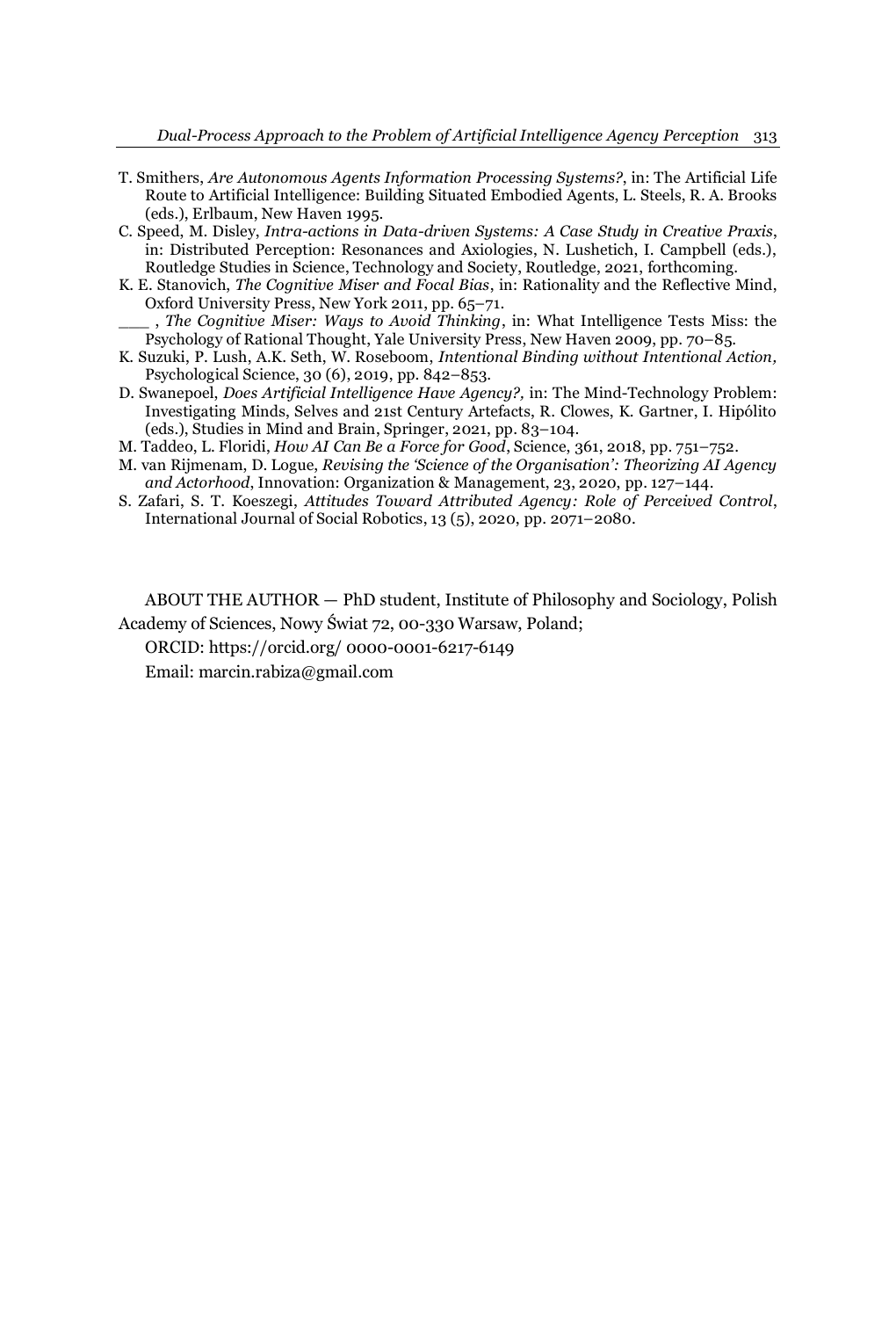T. Smithers, *Are Autonomous Agents Information Processing Systems?*, in: The Artificial Life Route to Artificial Intelligence: Building Situated Embodied Agents, L. Steels, R. A. Brooks (eds.), Erlbaum, New Haven 1995.

C. Speed, M. Disley, *Intra-actions in Data-driven Systems: A Case Study in Creative Praxis*, in: Distributed Perception: Resonances and Axiologies, N. Lushetich, I. Campbell (eds.), Routledge Studies in Science, Technology and Society, Routledge, 2021, forthcoming.

K. E. Stanovich, *The Cognitive Miser and Focal Bias*, in: Rationality and the Reflective Mind, Oxford University Press, New York 2011, pp. 65–71.

___ , *The Cognitive Miser: Ways to Avoid Thinking*, in: What Intelligence Tests Miss: the Psychology of Rational Thought, Yale University Press, New Haven 2009, pp. 70–85.

K. Suzuki, P. Lush, A.K. Seth, W. Roseboom, *Intentional Binding without Intentional Action,* Psychological Science, 30 (6), 2019, pp. 842–853.

D. Swanepoel, *Does Artificial Intelligence Have Agency?,* in: The Mind-Technology Problem: Investigating Minds, Selves and 21st Century Artefacts, R. Clowes, K. Gartner, I. Hipólito (eds.), Studies in Mind and Brain, Springer, 2021, pp. 83–104.

M. Taddeo, L. Floridi, *How AI Can Be a Force for Good*, Science, 361, 2018, pp. 751–752.

M. van Rijmenam, D. Logue, *Revising the 'Science of the Organisation': Theorizing AI Agency and Actorhood*, Innovation: Organization & Management, 23, 2020, pp. 127–144.

S. Zafari, S. T. Koeszegi, *Attitudes Toward Attributed Agency: Role of Perceived Control*, International Journal of Social Robotics, 13 (5), 2020, pp. 2071–2080.

ABOUT THE AUTHOR — PhD student, Institute of Philosophy and Sociology, Polish Academy of Sciences, Nowy Świat 72, 00-330 Warsaw, Poland;

ORCID: https://orcid.org/ 0000-0001-6217-6149

Email: marcin.rabiza@gmail.com